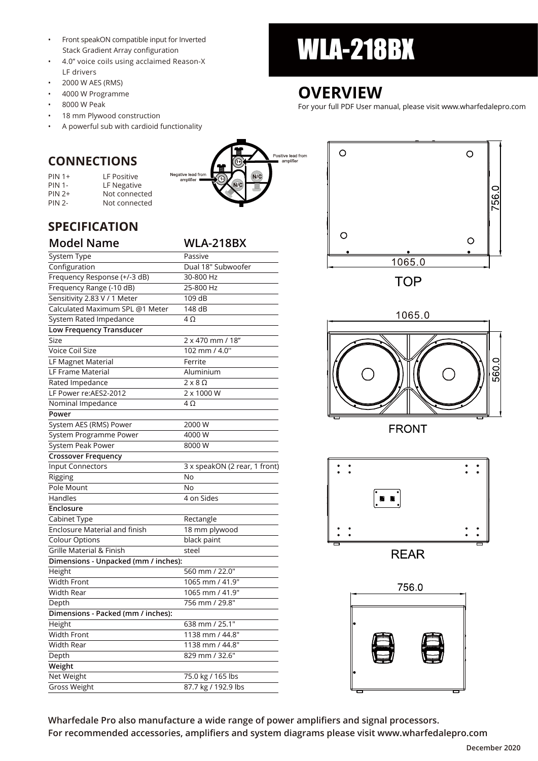# WLA-218BX

- Front speakON compatible input for Inverted Stack Gradient Array configuration
- 4.0" voice coils using acclaimed Reason-X LF drivers
- 2000 W AES (RMS)
- 4000 W Programme
- 8000 W Peak
- 18 mm Plywood construction
- A powerful sub with cardioid functionality

## OVERVIEW

For your full PDF User manual, please visit www.wharfedalepro.com

## CONNECTIONS

| | |
|---|---|
| PIN 1+ | LF Positive |
| PIN 1- | LF Negative |
| PIN 2+ | Not connected |
| PIN 2- | Not connected |

Positive lead from amplifier

Negative lead from amplifier

## SPECIFICATION

| Model Name | WLA-218BX |
|---|---|
| System Type | Passive |
| Configuration | Dual 18" Subwoofer |
| Frequency Response (+/-3 dB) | 30-800 Hz |
| Frequency Range (-10 dB) | 25-800 Hz |
| Sensitivity 2.83 V / 1 Meter | 109 dB |
| Calculated Maximum SPL @1 Meter | 148 dB |
| System Rated Impedance | 4 Ω |
| **Low Frequency Transducer** | |
| Size | 2 x 470 mm / 18" |
| Voice Coil Size | 102 mm / 4.0'' |
| LF Magnet Material | Ferrite |
| LF Frame Material | Aluminium |
| Rated Impedance | 2 x 8 Ω |
| LF Power re:AES2-2012 | 2 x 1000 W |
| Nominal Impedance | 4 Ω |
| **Power** | |
| System AES (RMS) Power | 2000 W |
| System Programme Power | 4000 W |
| System Peak Power | 8000 W |
| **Crossover Frequency** | |
| Input Connectors | 3 x speakON (2 rear, 1 front) |
| Rigging | No |
| Pole Mount | No |
| Handles | 4 on Sides |
| **Enclosure** | |
| Cabinet Type | Rectangle |
| Enclosure Material and finish | 18 mm plywood |
| Colour Options | black paint |
| Grille Material & Finish | steel |
| **Dimensions - Unpacked (mm / inches):** | |
| Height | 560 mm / 22.0" |
| Width Front | 1065 mm / 41.9" |
| Width Rear | 1065 mm / 41.9" |
| Depth | 756 mm / 29.8" |
| **Dimensions - Packed (mm / inches):** | |
| Height | 638 mm / 25.1" |
| Width Front | 1138 mm / 44.8" |
| Width Rear | 1138 mm / 44.8" |
| Depth | 829 mm / 32.6" |
| **Weight** | |
| Net Weight | 75.0 kg / 165 lbs |
| Gross Weight | 87.7 kg / 192.9 lbs |

TOP: 1065.0 × 756.0

FRONT: 1065.0 × 560.0

REAR

756.0

**Wharfedale Pro also manufacture a wide range of power amplifiers and signal processors.**
**For recommended accessories, amplifiers and system diagrams please visit www.wharfedalepro.com**

December 2020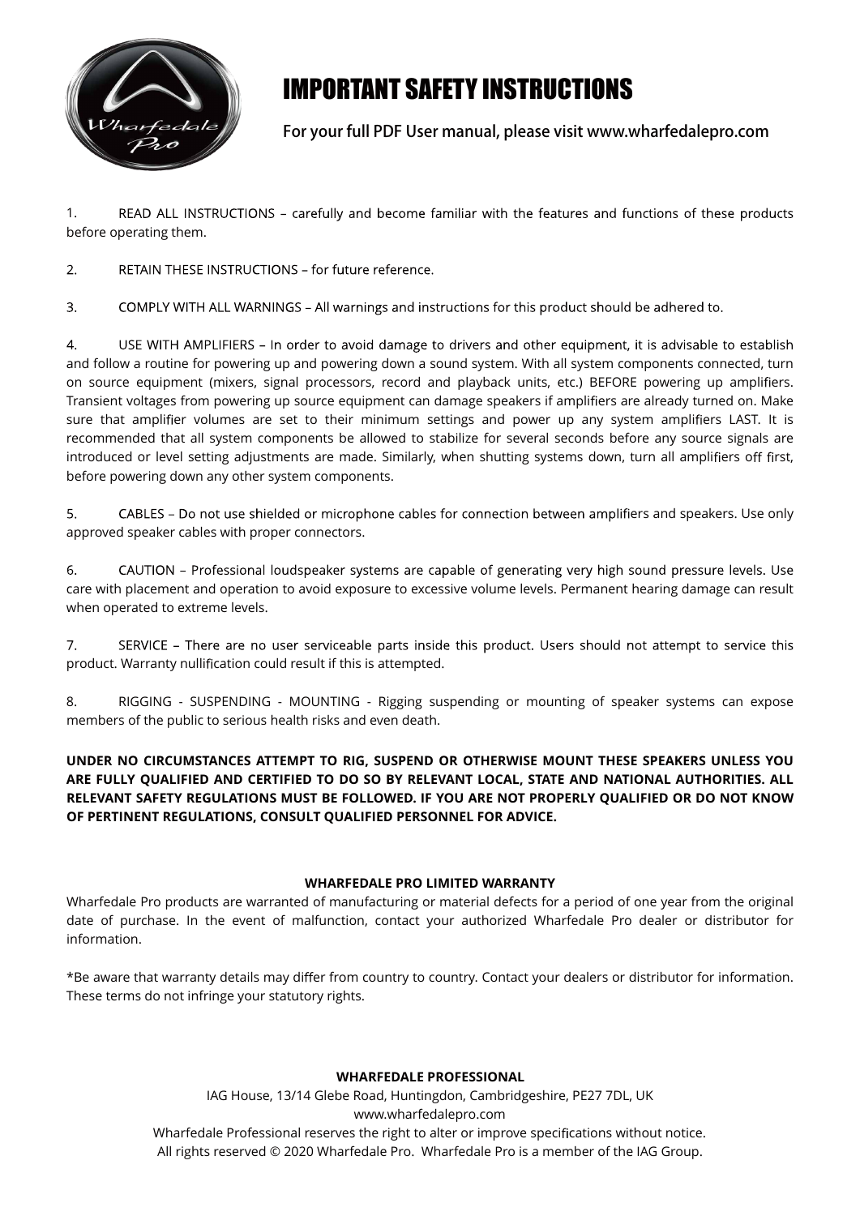# IMPORTANT SAFETY INSTRUCTIONS

**For your full PDF User manual, please visit www.wharfedalepro.com**

1. READ ALL INSTRUCTIONS – carefully and become familiar with the features and functions of these products before operating them.

2. RETAIN THESE INSTRUCTIONS – for future reference.

3. COMPLY WITH ALL WARNINGS – All warnings and instructions for this product should be adhered to.

4. USE WITH AMPLIFIERS – In order to avoid damage to drivers and other equipment, it is advisable to establish and follow a routine for powering up and powering down a sound system. With all system components connected, turn on source equipment (mixers, signal processors, record and playback units, etc.) BEFORE powering up amplifiers. Transient voltages from powering up source equipment can damage speakers if amplifiers are already turned on. Make sure that amplifier volumes are set to their minimum settings and power up any system amplifiers LAST. It is recommended that all system components be allowed to stabilize for several seconds before any source signals are introduced or level setting adjustments are made. Similarly, when shutting systems down, turn all amplifiers off first, before powering down any other system components.

5. CABLES – Do not use shielded or microphone cables for connection between amplifiers and speakers. Use only approved speaker cables with proper connectors.

6. CAUTION – Professional loudspeaker systems are capable of generating very high sound pressure levels. Use care with placement and operation to avoid exposure to excessive volume levels. Permanent hearing damage can result when operated to extreme levels.

7. SERVICE – There are no user serviceable parts inside this product. Users should not attempt to service this product. Warranty nullification could result if this is attempted.

8. RIGGING - SUSPENDING - MOUNTING - Rigging suspending or mounting of speaker systems can expose members of the public to serious health risks and even death.

**UNDER NO CIRCUMSTANCES ATTEMPT TO RIG, SUSPEND OR OTHERWISE MOUNT THESE SPEAKERS UNLESS YOU ARE FULLY QUALIFIED AND CERTIFIED TO DO SO BY RELEVANT LOCAL, STATE AND NATIONAL AUTHORITIES. ALL RELEVANT SAFETY REGULATIONS MUST BE FOLLOWED. IF YOU ARE NOT PROPERLY QUALIFIED OR DO NOT KNOW OF PERTINENT REGULATIONS, CONSULT QUALIFIED PERSONNEL FOR ADVICE.**

**WHARFEDALE PRO LIMITED WARRANTY**

Wharfedale Pro products are warranted of manufacturing or material defects for a period of one year from the original date of purchase. In the event of malfunction, contact your authorized Wharfedale Pro dealer or distributor for information.

*Be aware that warranty details may differ from country to country. Contact your dealers or distributor for information. These terms do not infringe your statutory rights.

**WHARFEDALE PROFESSIONAL**

IAG House, 13/14 Glebe Road, Huntingdon, Cambridgeshire, PE27 7DL, UK
www.wharfedalepro.com
Wharfedale Professional reserves the right to alter or improve specifications without notice.
All rights reserved © 2020 Wharfedale Pro. Wharfedale Pro is a member of the IAG Group.